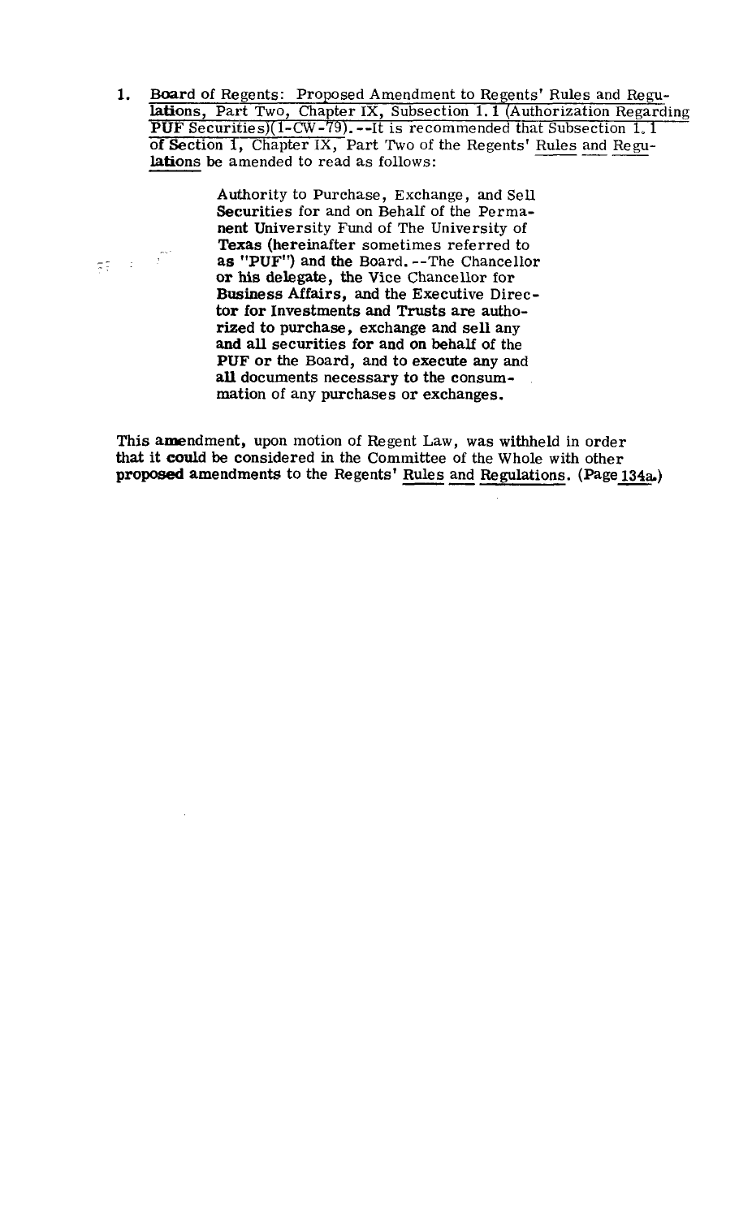1. Board of Regents: Proposed Amendment to Regents' Rules and Regulations, Part Two, Chapter IX, Subsection 1.1 (Authorization Regarding PUF Securities)(1-CW-79).--It is recommended that Subsection 1.1 of Section 1, Chapter IX, Part Two of the Regents' Rules and Regulations be amended to read as follows:

   > Authority to Purchase, Exchange, and Sell Securities for and on Behalf of the Permanent University Fund of The University of Texas (hereinafter sometimes referred to as "PUF") and the Board.--The Chancellor or his delegate, the Vice Chancellor for Business Affairs, and the Executive Director for Investments and Trusts are authorized to purchase, exchange and sell any and all securities for and on behalf of the PUF or the Board, and to execute any and all documents necessary to the consummation of any purchases or exchanges.

This amendment, upon motion of Regent Law, was withheld in order that it could be considered in the Committee of the Whole with other proposed amendments to the Regents' Rules and Regulations. (Page 134a.)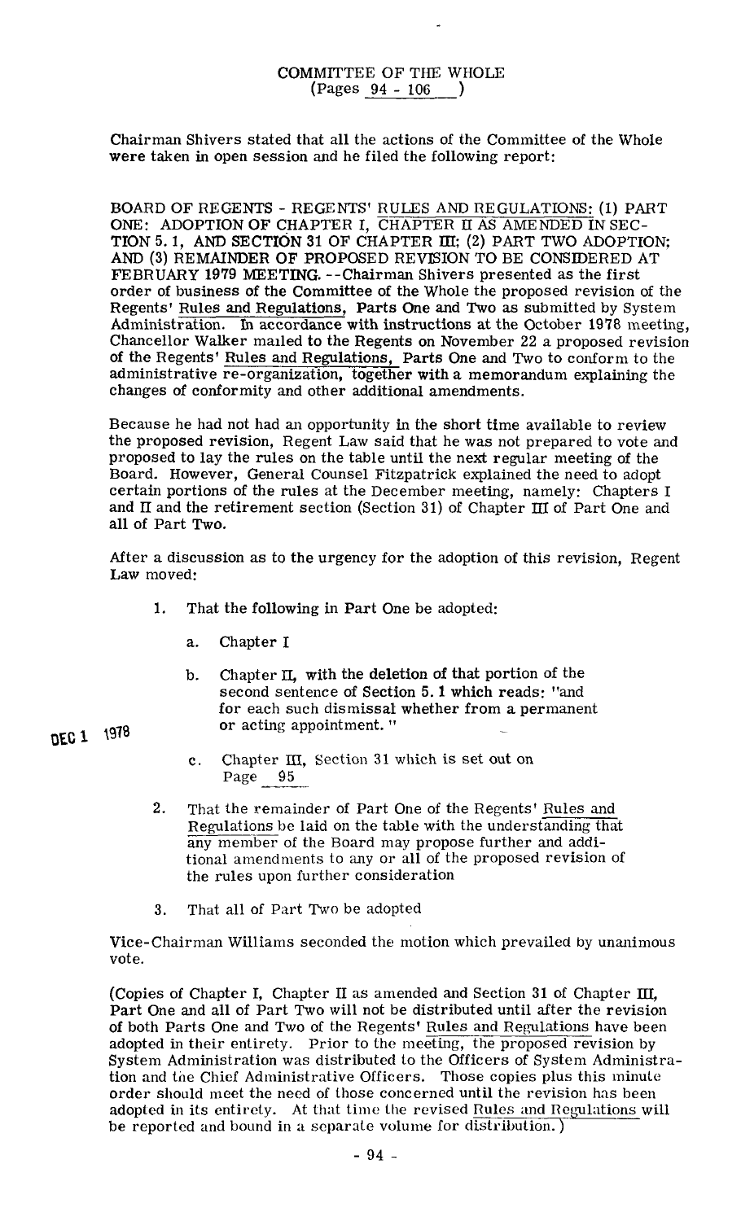COMMITTEE OF THE WHOLE
(Pages 94 - 106)

Chairman Shivers stated that all the actions of the Committee of the Whole were taken in open session and he filed the following report:

BOARD OF REGENTS - REGENTS' RULES AND REGULATIONS: (1) PART ONE: ADOPTION OF CHAPTER I, CHAPTER II AS AMENDED IN SECTION 5.1, AND SECTION 31 OF CHAPTER III; (2) PART TWO ADOPTION; AND (3) REMAINDER OF PROPOSED REVISION TO BE CONSIDERED AT FEBRUARY 1979 MEETING. --Chairman Shivers presented as the first order of business of the Committee of the Whole the proposed revision of the Regents' Rules and Regulations, Parts One and Two as submitted by System Administration. In accordance with instructions at the October 1978 meeting, Chancellor Walker mailed to the Regents on November 22 a proposed revision of the Regents' Rules and Regulations, Parts One and Two to conform to the administrative re-organization, together with a memorandum explaining the changes of conformity and other additional amendments.

Because he had not had an opportunity in the short time available to review the proposed revision, Regent Law said that he was not prepared to vote and proposed to lay the rules on the table until the next regular meeting of the Board. However, General Counsel Fitzpatrick explained the need to adopt certain portions of the rules at the December meeting, namely: Chapters I and II and the retirement section (Section 31) of Chapter III of Part One and all of Part Two.

After a discussion as to the urgency for the adoption of this revision, Regent Law moved:

1. That the following in Part One be adopted:
   a. Chapter I
   b. Chapter II, with the deletion of that portion of the second sentence of Section 5.1 which reads: "and for each such dismissal whether from a permanent or acting appointment."
   c. Chapter III, Section 31 which is set out on Page 95
2. That the remainder of Part One of the Regents' Rules and Regulations be laid on the table with the understanding that any member of the Board may propose further and additional amendments to any or all of the proposed revision of the rules upon further consideration
3. That all of Part Two be adopted

DEC 1 1978

Vice-Chairman Williams seconded the motion which prevailed by unanimous vote.

(Copies of Chapter I, Chapter II as amended and Section 31 of Chapter III, Part One and all of Part Two will not be distributed until after the revision of both Parts One and Two of the Regents' Rules and Regulations have been adopted in their entirety. Prior to the meeting, the proposed revision by System Administration was distributed to the Officers of System Administration and the Chief Administrative Officers. Those copies plus this minute order should meet the need of those concerned until the revision has been adopted in its entirety. At that time the revised Rules and Regulations will be reported and bound in a separate volume for distribution.)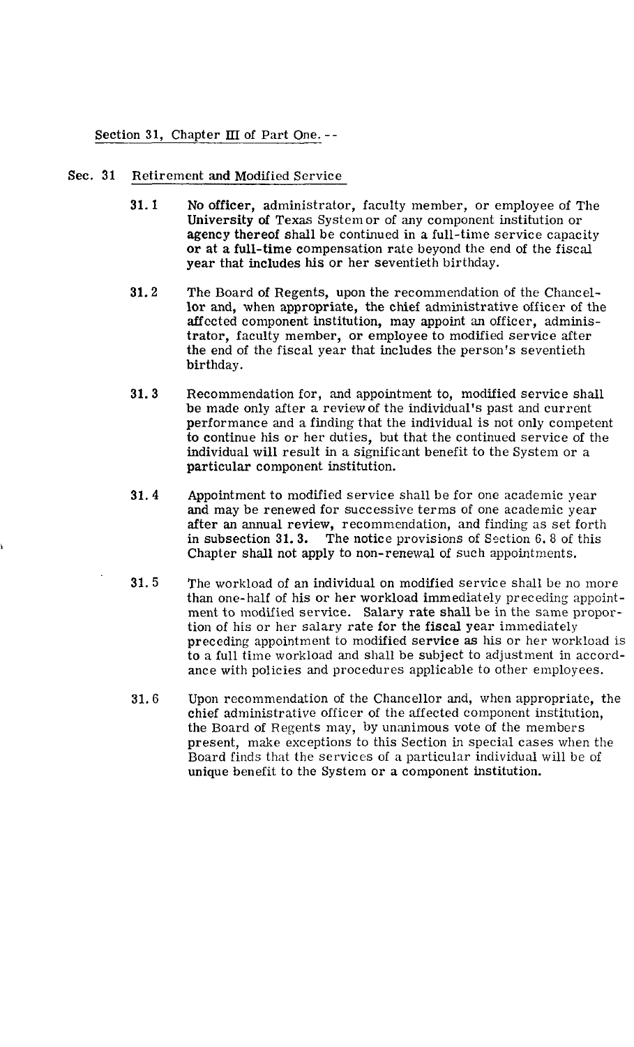Section 31, Chapter III of Part One. --

## Sec. 31 Retirement and Modified Service

**31.1** No officer, administrator, faculty member, or employee of The University of Texas System or of any component institution or agency thereof shall be continued in a full-time service capacity or at a full-time compensation rate beyond the end of the fiscal year that includes his or her seventieth birthday.

**31.2** The Board of Regents, upon the recommendation of the Chancellor and, when appropriate, the chief administrative officer of the affected component institution, may appoint an officer, administrator, faculty member, or employee to modified service after the end of the fiscal year that includes the person's seventieth birthday.

**31.3** Recommendation for, and appointment to, modified service shall be made only after a review of the individual's past and current performance and a finding that the individual is not only competent to continue his or her duties, but that the continued service of the individual will result in a significant benefit to the System or a particular component institution.

**31.4** Appointment to modified service shall be for one academic year and may be renewed for successive terms of one academic year after an annual review, recommendation, and finding as set forth in subsection 31.3. The notice provisions of Section 6.8 of this Chapter shall not apply to non-renewal of such appointments.

**31.5** The workload of an individual on modified service shall be no more than one-half of his or her workload immediately preceding appointment to modified service. Salary rate shall be in the same proportion of his or her salary rate for the fiscal year immediately preceding appointment to modified service as his or her workload is to a full time workload and shall be subject to adjustment in accordance with policies and procedures applicable to other employees.

**31.6** Upon recommendation of the Chancellor and, when appropriate, the chief administrative officer of the affected component institution, the Board of Regents may, by unanimous vote of the members present, make exceptions to this Section in special cases when the Board finds that the services of a particular individual will be of unique benefit to the System or a component institution.